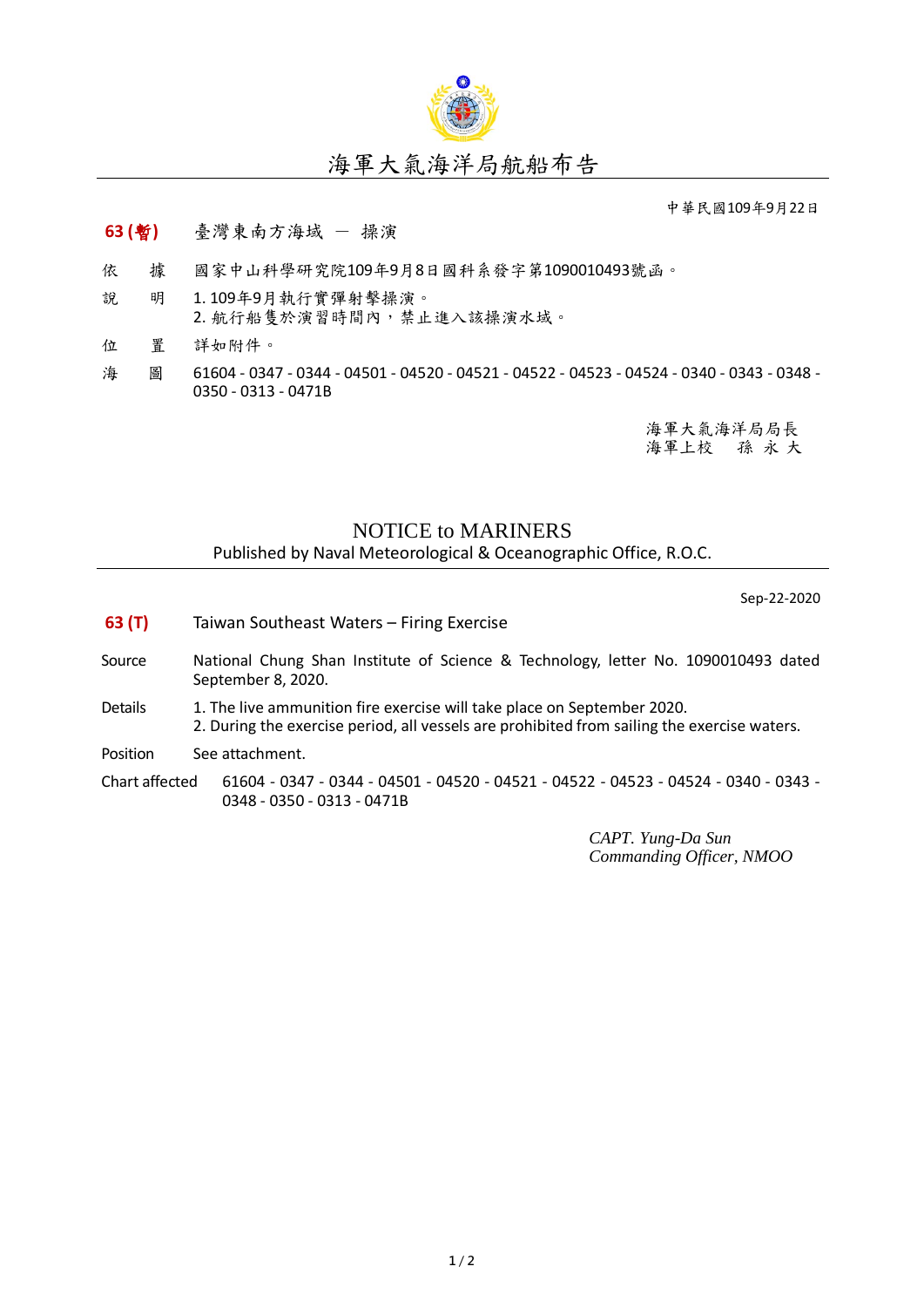# 海軍大氣海洋局航船布告

中華民國109年9月22日

**63 (暫)** 臺灣東南方海域 － 操演

依　據　國家中山科學研究院109年9月8日國科系發字第1090010493號函。

說　明　1. 109年9月執行實彈射擊操演。
2. 航行船隻於演習時間內，禁止進入該操演水域。

位　置　詳如附件。

海　圖　61604 - 0347 - 0344 - 04501 - 04520 - 04521 - 04522 - 04523 - 04524 - 0340 - 0343 - 0348 - 0350 - 0313 - 0471B

海軍大氣海洋局局長
海軍上校　孫 永 大

## NOTICE to MARINERS

Published by Naval Meteorological & Oceanographic Office, R.O.C.

Sep-22-2020

**63 (T)** Taiwan Southeast Waters – Firing Exercise

Source: National Chung Shan Institute of Science & Technology, letter No. 1090010493 dated September 8, 2020.

Details:
1. The live ammunition fire exercise will take place on September 2020.
2. During the exercise period, all vessels are prohibited from sailing the exercise waters.

Position: See attachment.

Chart affected: 61604 - 0347 - 0344 - 04501 - 04520 - 04521 - 04522 - 04523 - 04524 - 0340 - 0343 - 0348 - 0350 - 0313 - 0471B

*CAPT. Yung-Da Sun*
*Commanding Officer, NMOO*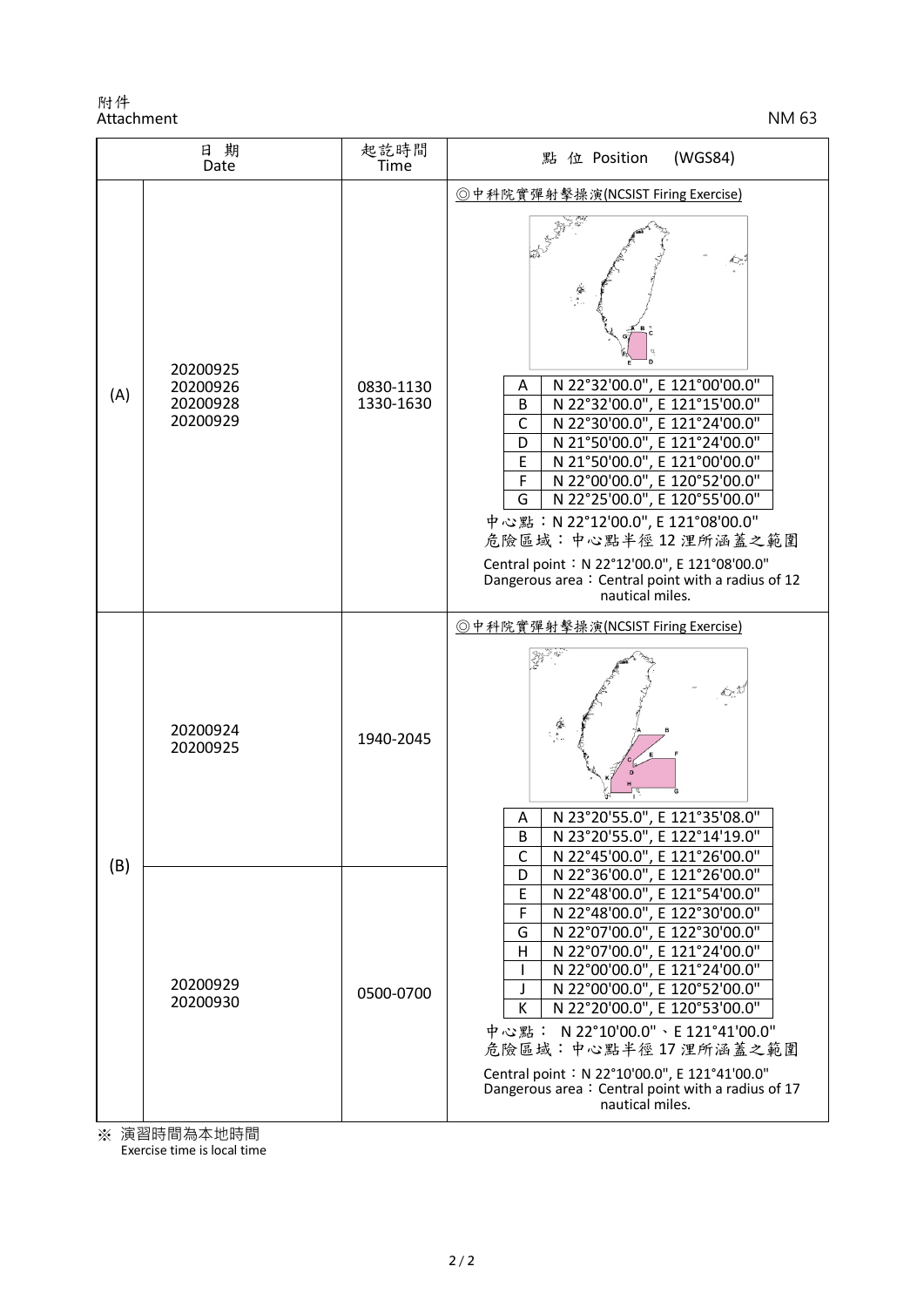附件
Attachment

NM 63

| | 日 期 Date | 起訖時間 Time | 點 位 Position (WGS84) |
|---|---|---|---|
| (A) | 20200925<br>20200926<br>20200928<br>20200929 | 0830-1130<br>1330-1630 | ◎中科院實彈射擊操演(NCSIST Firing Exercise)<br>A N 22°32'00.0", E 121°00'00.0"<br>B N 22°32'00.0", E 121°15'00.0"<br>C N 22°30'00.0", E 121°24'00.0"<br>D N 21°50'00.0", E 121°24'00.0"<br>E N 21°50'00.0", E 121°00'00.0"<br>F N 22°00'00.0", E 120°52'00.0"<br>G N 22°25'00.0", E 120°55'00.0"<br>中心點：N 22°12'00.0", E 121°08'00.0"<br>危險區域：中心點半徑 12 浬所涵蓋之範圍<br>Central point：N 22°12'00.0", E 121°08'00.0"<br>Dangerous area：Central point with a radius of 12 nautical miles. |
| (B) | 20200924<br>20200925 | 1940-2045 | ◎中科院實彈射擊操演(NCSIST Firing Exercise)<br>A N 23°20'55.0", E 121°35'08.0"<br>B N 23°20'55.0", E 122°14'19.0"<br>C N 22°45'00.0", E 121°26'00.0"<br>D N 22°36'00.0", E 121°26'00.0"<br>E N 22°48'00.0", E 121°54'00.0"<br>F N 22°48'00.0", E 122°30'00.0"<br>G N 22°07'00.0", E 122°30'00.0"<br>H N 22°07'00.0", E 121°24'00.0"<br>I N 22°00'00.0", E 121°24'00.0"<br>J N 22°00'00.0", E 120°52'00.0"<br>K N 22°20'00.0", E 120°53'00.0"<br>中心點： N 22°10'00.0"、E 121°41'00.0"<br>危險區域：中心點半徑 17 浬所涵蓋之範圍<br>Central point：N 22°10'00.0", E 121°41'00.0"<br>Dangerous area：Central point with a radius of 17 nautical miles. |
| | 20200929<br>20200930 | 0500-0700 | |

※ 演習時間為本地時間
Exercise time is local time